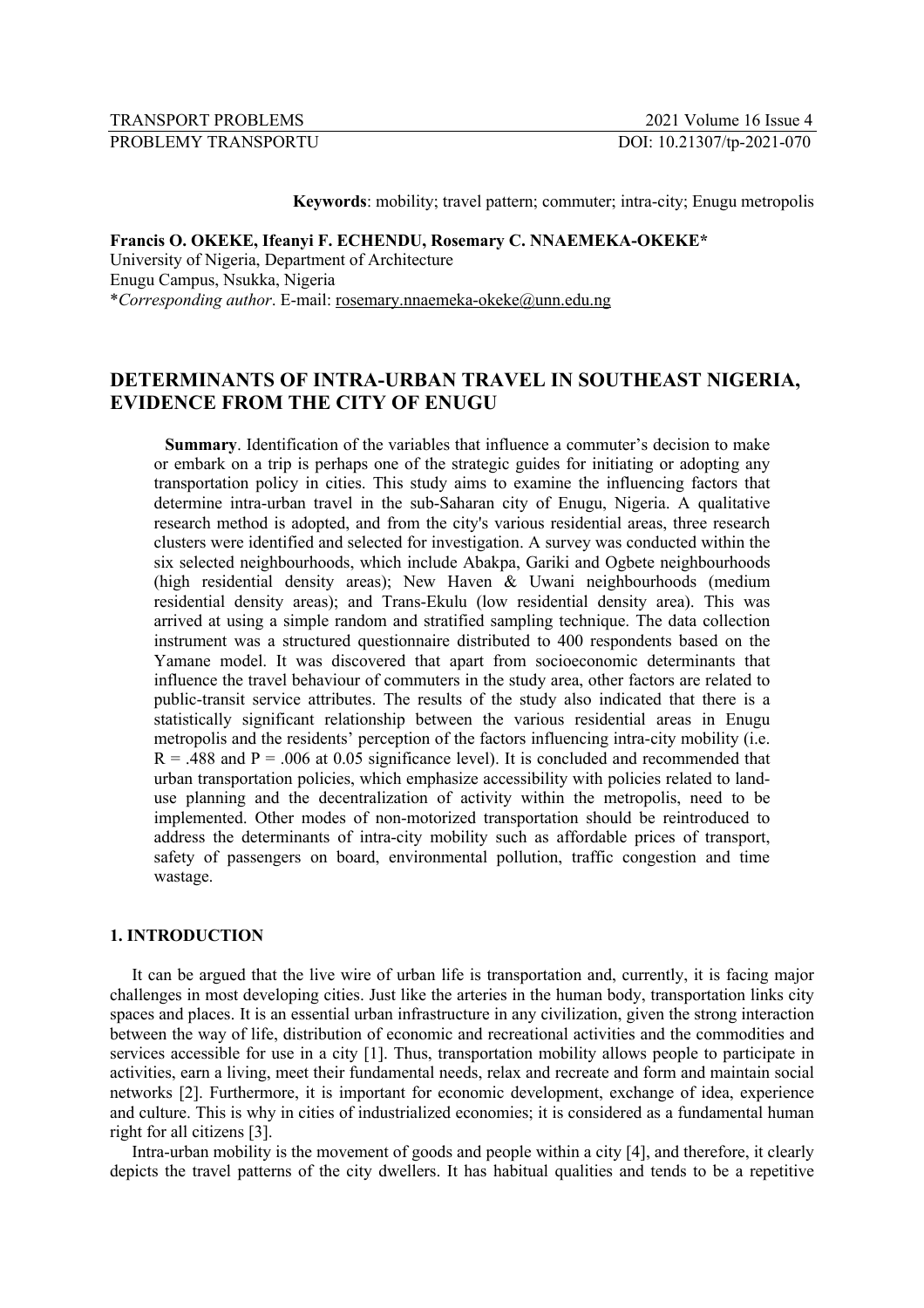**Keywords**: mobility; travel pattern; commuter; intra-city; Enugu metropolis

**Francis O. OKEKE, Ifeanyi F. ECHENDU, Rosemary C. NNAEMEKA-OKEKE***
University of Nigeria, Department of Architecture
Enugu Campus, Nsukka, Nigeria
**Corresponding author*. E-mail: rosemary.nnaemeka-okeke@unn.edu.ng

# DETERMINANTS OF INTRA-URBAN TRAVEL IN SOUTHEAST NIGERIA, EVIDENCE FROM THE CITY OF ENUGU

**Summary**. Identification of the variables that influence a commuter's decision to make or embark on a trip is perhaps one of the strategic guides for initiating or adopting any transportation policy in cities. This study aims to examine the influencing factors that determine intra-urban travel in the sub-Saharan city of Enugu, Nigeria. A qualitative research method is adopted, and from the city's various residential areas, three research clusters were identified and selected for investigation. A survey was conducted within the six selected neighbourhoods, which include Abakpa, Gariki and Ogbete neighbourhoods (high residential density areas); New Haven & Uwani neighbourhoods (medium residential density areas); and Trans-Ekulu (low residential density area). This was arrived at using a simple random and stratified sampling technique. The data collection instrument was a structured questionnaire distributed to 400 respondents based on the Yamane model. It was discovered that apart from socioeconomic determinants that influence the travel behaviour of commuters in the study area, other factors are related to public-transit service attributes. The results of the study also indicated that there is a statistically significant relationship between the various residential areas in Enugu metropolis and the residents' perception of the factors influencing intra-city mobility (i.e. $R = .488$ and $P = .006$ at 0.05 significance level). It is concluded and recommended that urban transportation policies, which emphasize accessibility with policies related to land-use planning and the decentralization of activity within the metropolis, need to be implemented. Other modes of non-motorized transportation should be reintroduced to address the determinants of intra-city mobility such as affordable prices of transport, safety of passengers on board, environmental pollution, traffic congestion and time wastage.

## 1. INTRODUCTION

It can be argued that the live wire of urban life is transportation and, currently, it is facing major challenges in most developing cities. Just like the arteries in the human body, transportation links city spaces and places. It is an essential urban infrastructure in any civilization, given the strong interaction between the way of life, distribution of economic and recreational activities and the commodities and services accessible for use in a city [1]. Thus, transportation mobility allows people to participate in activities, earn a living, meet their fundamental needs, relax and recreate and form and maintain social networks [2]. Furthermore, it is important for economic development, exchange of idea, experience and culture. This is why in cities of industrialized economies; it is considered as a fundamental human right for all citizens [3].

Intra-urban mobility is the movement of goods and people within a city [4], and therefore, it clearly depicts the travel patterns of the city dwellers. It has habitual qualities and tends to be a repetitive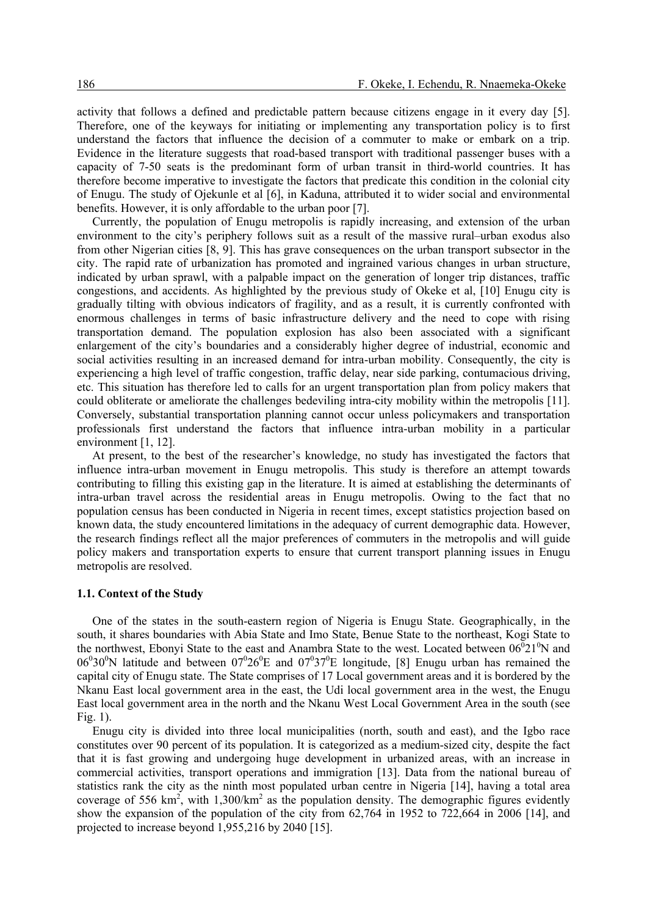activity that follows a defined and predictable pattern because citizens engage in it every day [5]. Therefore, one of the keyways for initiating or implementing any transportation policy is to first understand the factors that influence the decision of a commuter to make or embark on a trip. Evidence in the literature suggests that road-based transport with traditional passenger buses with a capacity of 7-50 seats is the predominant form of urban transit in third-world countries. It has therefore become imperative to investigate the factors that predicate this condition in the colonial city of Enugu. The study of Ojekunle et al [6], in Kaduna, attributed it to wider social and environmental benefits. However, it is only affordable to the urban poor [7].

Currently, the population of Enugu metropolis is rapidly increasing, and extension of the urban environment to the city's periphery follows suit as a result of the massive rural–urban exodus also from other Nigerian cities [8, 9]. This has grave consequences on the urban transport subsector in the city. The rapid rate of urbanization has promoted and ingrained various changes in urban structure, indicated by urban sprawl, with a palpable impact on the generation of longer trip distances, traffic congestions, and accidents. As highlighted by the previous study of Okeke et al, [10] Enugu city is gradually tilting with obvious indicators of fragility, and as a result, it is currently confronted with enormous challenges in terms of basic infrastructure delivery and the need to cope with rising transportation demand. The population explosion has also been associated with a significant enlargement of the city's boundaries and a considerably higher degree of industrial, economic and social activities resulting in an increased demand for intra-urban mobility. Consequently, the city is experiencing a high level of traffic congestion, traffic delay, near side parking, contumacious driving, etc. This situation has therefore led to calls for an urgent transportation plan from policy makers that could obliterate or ameliorate the challenges bedeviling intra-city mobility within the metropolis [11]. Conversely, substantial transportation planning cannot occur unless policymakers and transportation professionals first understand the factors that influence intra-urban mobility in a particular environment [1, 12].

At present, to the best of the researcher's knowledge, no study has investigated the factors that influence intra-urban movement in Enugu metropolis. This study is therefore an attempt towards contributing to filling this existing gap in the literature. It is aimed at establishing the determinants of intra-urban travel across the residential areas in Enugu metropolis. Owing to the fact that no population census has been conducted in Nigeria in recent times, except statistics projection based on known data, the study encountered limitations in the adequacy of current demographic data. However, the research findings reflect all the major preferences of commuters in the metropolis and will guide policy makers and transportation experts to ensure that current transport planning issues in Enugu metropolis are resolved.

### 1.1. Context of the Study

One of the states in the south-eastern region of Nigeria is Enugu State. Geographically, in the south, it shares boundaries with Abia State and Imo State, Benue State to the northeast, Kogi State to the northwest, Ebonyi State to the east and Anambra State to the west. Located between $06^0 21^0$N and $06^0 30^0$N latitude and between $07^0 26^0$E and $07^0 37^0$E longitude, [8] Enugu urban has remained the capital city of Enugu state. The State comprises of 17 Local government areas and it is bordered by the Nkanu East local government area in the east, the Udi local government area in the west, the Enugu East local government area in the north and the Nkanu West Local Government Area in the south (see Fig. 1).

Enugu city is divided into three local municipalities (north, south and east), and the Igbo race constitutes over 90 percent of its population. It is categorized as a medium-sized city, despite the fact that it is fast growing and undergoing huge development in urbanized areas, with an increase in commercial activities, transport operations and immigration [13]. Data from the national bureau of statistics rank the city as the ninth most populated urban centre in Nigeria [14], having a total area coverage of 556 $km^2$, with 1,300/$km^2$ as the population density. The demographic figures evidently show the expansion of the population of the city from 62,764 in 1952 to 722,664 in 2006 [14], and projected to increase beyond 1,955,216 by 2040 [15].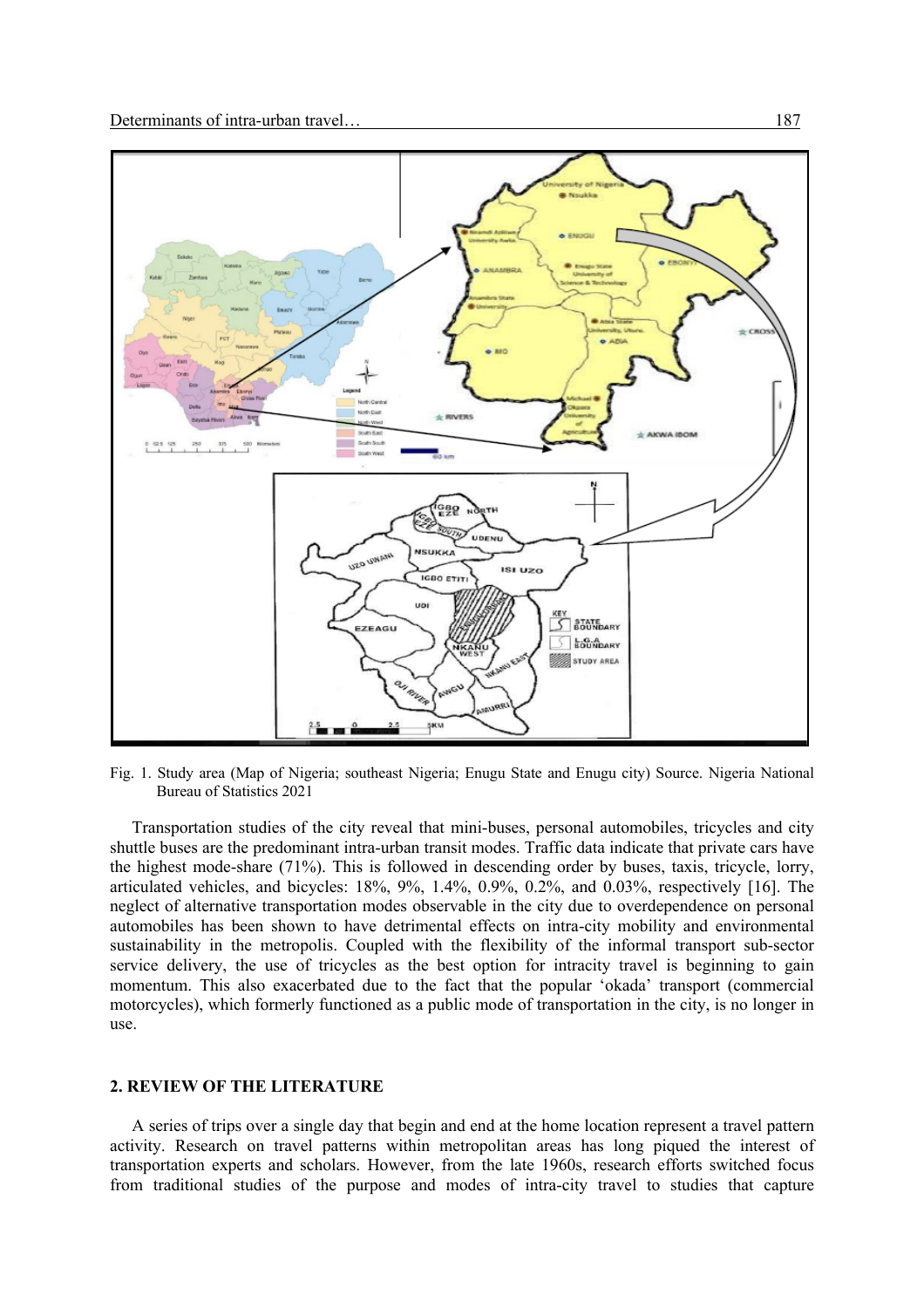Fig. 1. Study area (Map of Nigeria; southeast Nigeria; Enugu State and Enugu city) Source. Nigeria National Bureau of Statistics 2021

Transportation studies of the city reveal that mini-buses, personal automobiles, tricycles and city shuttle buses are the predominant intra-urban transit modes. Traffic data indicate that private cars have the highest mode-share (71%). This is followed in descending order by buses, taxis, tricycle, lorry, articulated vehicles, and bicycles: 18%, 9%, 1.4%, 0.9%, 0.2%, and 0.03%, respectively [16]. The neglect of alternative transportation modes observable in the city due to overdependence on personal automobiles has been shown to have detrimental effects on intra-city mobility and environmental sustainability in the metropolis. Coupled with the flexibility of the informal transport sub-sector service delivery, the use of tricycles as the best option for intracity travel is beginning to gain momentum. This also exacerbated due to the fact that the popular 'okada' transport (commercial motorcycles), which formerly functioned as a public mode of transportation in the city, is no longer in use.

## 2. REVIEW OF THE LITERATURE

A series of trips over a single day that begin and end at the home location represent a travel pattern activity. Research on travel patterns within metropolitan areas has long piqued the interest of transportation experts and scholars. However, from the late 1960s, research efforts switched focus from traditional studies of the purpose and modes of intra-city travel to studies that capture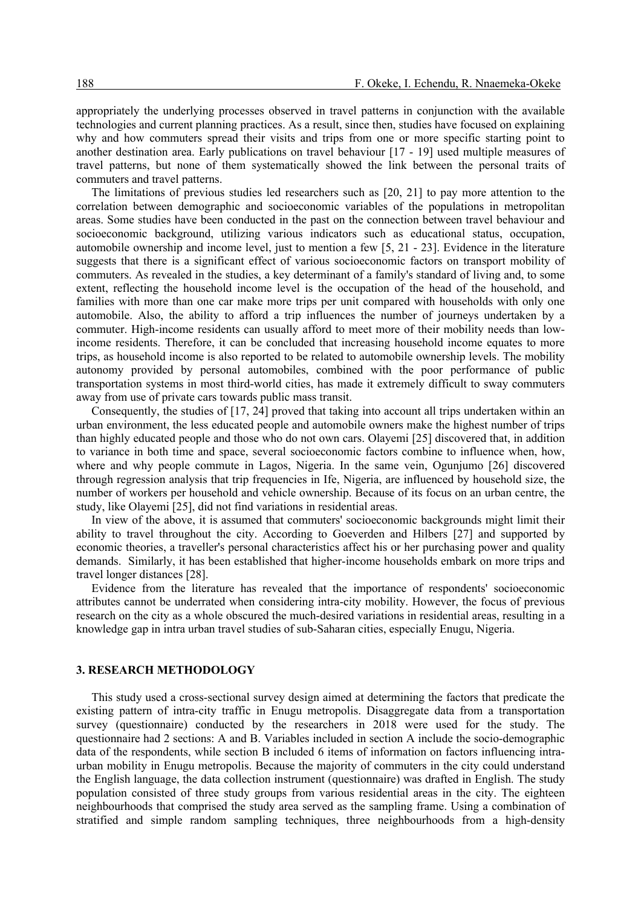appropriately the underlying processes observed in travel patterns in conjunction with the available technologies and current planning practices. As a result, since then, studies have focused on explaining why and how commuters spread their visits and trips from one or more specific starting point to another destination area. Early publications on travel behaviour [17 - 19] used multiple measures of travel patterns, but none of them systematically showed the link between the personal traits of commuters and travel patterns.

The limitations of previous studies led researchers such as [20, 21] to pay more attention to the correlation between demographic and socioeconomic variables of the populations in metropolitan areas. Some studies have been conducted in the past on the connection between travel behaviour and socioeconomic background, utilizing various indicators such as educational status, occupation, automobile ownership and income level, just to mention a few [5, 21 - 23]. Evidence in the literature suggests that there is a significant effect of various socioeconomic factors on transport mobility of commuters. As revealed in the studies, a key determinant of a family's standard of living and, to some extent, reflecting the household income level is the occupation of the head of the household, and families with more than one car make more trips per unit compared with households with only one automobile. Also, the ability to afford a trip influences the number of journeys undertaken by a commuter. High-income residents can usually afford to meet more of their mobility needs than low-income residents. Therefore, it can be concluded that increasing household income equates to more trips, as household income is also reported to be related to automobile ownership levels. The mobility autonomy provided by personal automobiles, combined with the poor performance of public transportation systems in most third-world cities, has made it extremely difficult to sway commuters away from use of private cars towards public mass transit.

Consequently, the studies of [17, 24] proved that taking into account all trips undertaken within an urban environment, the less educated people and automobile owners make the highest number of trips than highly educated people and those who do not own cars. Olayemi [25] discovered that, in addition to variance in both time and space, several socioeconomic factors combine to influence when, how, where and why people commute in Lagos, Nigeria. In the same vein, Ogunjumo [26] discovered through regression analysis that trip frequencies in Ife, Nigeria, are influenced by household size, the number of workers per household and vehicle ownership. Because of its focus on an urban centre, the study, like Olayemi [25], did not find variations in residential areas.

In view of the above, it is assumed that commuters' socioeconomic backgrounds might limit their ability to travel throughout the city. According to Goeverden and Hilbers [27] and supported by economic theories, a traveller's personal characteristics affect his or her purchasing power and quality demands. Similarly, it has been established that higher-income households embark on more trips and travel longer distances [28].

Evidence from the literature has revealed that the importance of respondents' socioeconomic attributes cannot be underrated when considering intra-city mobility. However, the focus of previous research on the city as a whole obscured the much-desired variations in residential areas, resulting in a knowledge gap in intra urban travel studies of sub-Saharan cities, especially Enugu, Nigeria.

## 3. RESEARCH METHODOLOGY

This study used a cross-sectional survey design aimed at determining the factors that predicate the existing pattern of intra-city traffic in Enugu metropolis. Disaggregate data from a transportation survey (questionnaire) conducted by the researchers in 2018 were used for the study. The questionnaire had 2 sections: A and B. Variables included in section A include the socio-demographic data of the respondents, while section B included 6 items of information on factors influencing intra-urban mobility in Enugu metropolis. Because the majority of commuters in the city could understand the English language, the data collection instrument (questionnaire) was drafted in English. The study population consisted of three study groups from various residential areas in the city. The eighteen neighbourhoods that comprised the study area served as the sampling frame. Using a combination of stratified and simple random sampling techniques, three neighbourhoods from a high-density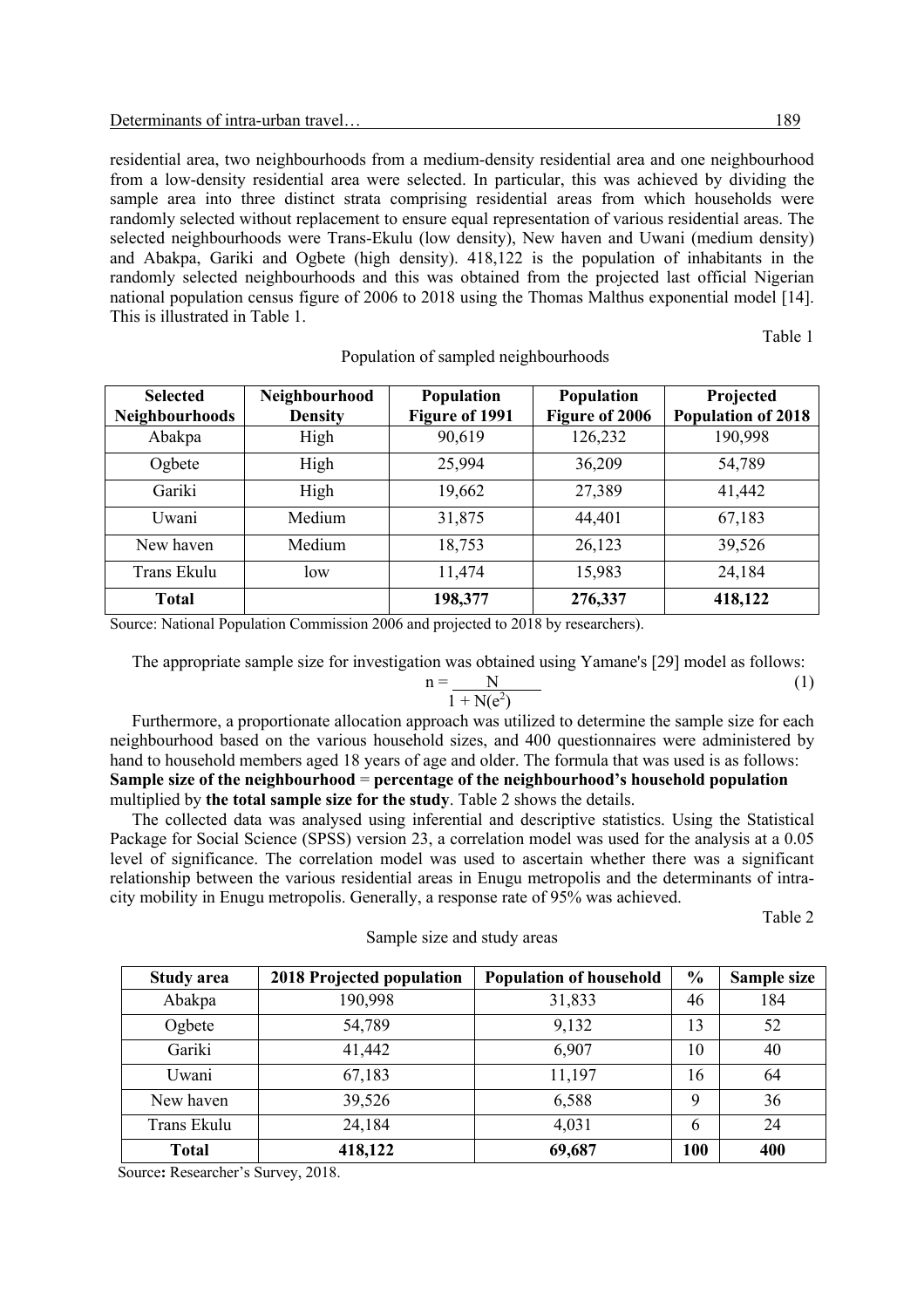residential area, two neighbourhoods from a medium-density residential area and one neighbourhood from a low-density residential area were selected. In particular, this was achieved by dividing the sample area into three distinct strata comprising residential areas from which households were randomly selected without replacement to ensure equal representation of various residential areas. The selected neighbourhoods were Trans-Ekulu (low density), New haven and Uwani (medium density) and Abakpa, Gariki and Ogbete (high density). 418,122 is the population of inhabitants in the randomly selected neighbourhoods and this was obtained from the projected last official Nigerian national population census figure of 2006 to 2018 using the Thomas Malthus exponential model [14]. This is illustrated in Table 1.

Table 1

Population of sampled neighbourhoods

| Selected Neighbourhoods | Neighbourhood Density | Population Figure of 1991 | Population Figure of 2006 | Projected Population of 2018 |
|---|---|---|---|---|
| Abakpa | High | 90,619 | 126,232 | 190,998 |
| Ogbete | High | 25,994 | 36,209 | 54,789 |
| Gariki | High | 19,662 | 27,389 | 41,442 |
| Uwani | Medium | 31,875 | 44,401 | 67,183 |
| New haven | Medium | 18,753 | 26,123 | 39,526 |
| Trans Ekulu | low | 11,474 | 15,983 | 24,184 |
| **Total** | | **198,377** | **276,337** | **418,122** |

Source: National Population Commission 2006 and projected to 2018 by researchers).

The appropriate sample size for investigation was obtained using Yamane's [29] model as follows:

$$n = \frac{N}{1 + N(e^2)} \tag{1}$$

Furthermore, a proportionate allocation approach was utilized to determine the sample size for each neighbourhood based on the various household sizes, and 400 questionnaires were administered by hand to household members aged 18 years of age and older. The formula that was used is as follows: **Sample size of the neighbourhood** = **percentage of the neighbourhood's household population** multiplied by **the total sample size for the study**. Table 2 shows the details.

The collected data was analysed using inferential and descriptive statistics. Using the Statistical Package for Social Science (SPSS) version 23, a correlation model was used for the analysis at a 0.05 level of significance. The correlation model was used to ascertain whether there was a significant relationship between the various residential areas in Enugu metropolis and the determinants of intra-city mobility in Enugu metropolis. Generally, a response rate of 95% was achieved.

Table 2

Sample size and study areas

| Study area | 2018 Projected population | Population of household | % | Sample size |
|---|---|---|---|---|
| Abakpa | 190,998 | 31,833 | 46 | 184 |
| Ogbete | 54,789 | 9,132 | 13 | 52 |
| Gariki | 41,442 | 6,907 | 10 | 40 |
| Uwani | 67,183 | 11,197 | 16 | 64 |
| New haven | 39,526 | 6,588 | 9 | 36 |
| Trans Ekulu | 24,184 | 4,031 | 6 | 24 |
| **Total** | **418,122** | **69,687** | **100** | **400** |

Source**:** Researcher's Survey, 2018.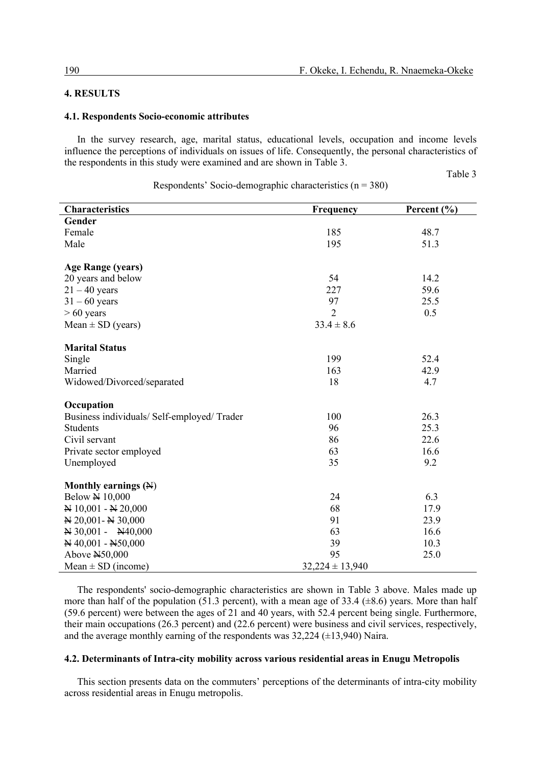## 4. RESULTS

### 4.1. Respondents Socio-economic attributes

In the survey research, age, marital status, educational levels, occupation and income levels influence the perceptions of individuals on issues of life. Consequently, the personal characteristics of the respondents in this study were examined and are shown in Table 3.

Table 3

Respondents' Socio-demographic characteristics (n = 380)

| Characteristics | Frequency | Percent (%) |
|---|---|---|
| **Gender** | | |
| Female | 185 | 48.7 |
| Male | 195 | 51.3 |
| **Age Range (years)** | | |
| 20 years and below | 54 | 14.2 |
| 21 – 40 years | 227 | 59.6 |
| 31 – 60 years | 97 | 25.5 |
| > 60 years | 2 | 0.5 |
| Mean ± SD (years) | 33.4 ± 8.6 | |
| **Marital Status** | | |
| Single | 199 | 52.4 |
| Married | 163 | 42.9 |
| Widowed/Divorced/separated | 18 | 4.7 |
| **Occupation** | | |
| Business individuals/ Self-employed/ Trader | 100 | 26.3 |
| Students | 96 | 25.3 |
| Civil servant | 86 | 22.6 |
| Private sector employed | 63 | 16.6 |
| Unemployed | 35 | 9.2 |
| **Monthly earnings (₦)** | | |
| Below ₦ 10,000 | 24 | 6.3 |
| ₦ 10,001 - ₦ 20,000 | 68 | 17.9 |
| ₦ 20,001- ₦ 30,000 | 91 | 23.9 |
| ₦ 30,001 - ₦40,000 | 63 | 16.6 |
| ₦ 40,001 - ₦50,000 | 39 | 10.3 |
| Above ₦50,000 | 95 | 25.0 |
| Mean ± SD (income) | 32,224 ± 13,940 | |

The respondents' socio-demographic characteristics are shown in Table 3 above. Males made up more than half of the population (51.3 percent), with a mean age of 33.4 (±8.6) years. More than half (59.6 percent) were between the ages of 21 and 40 years, with 52.4 percent being single. Furthermore, their main occupations (26.3 percent) and (22.6 percent) were business and civil services, respectively, and the average monthly earning of the respondents was 32,224 (±13,940) Naira.

### 4.2. Determinants of Intra-city mobility across various residential areas in Enugu Metropolis

This section presents data on the commuters' perceptions of the determinants of intra-city mobility across residential areas in Enugu metropolis.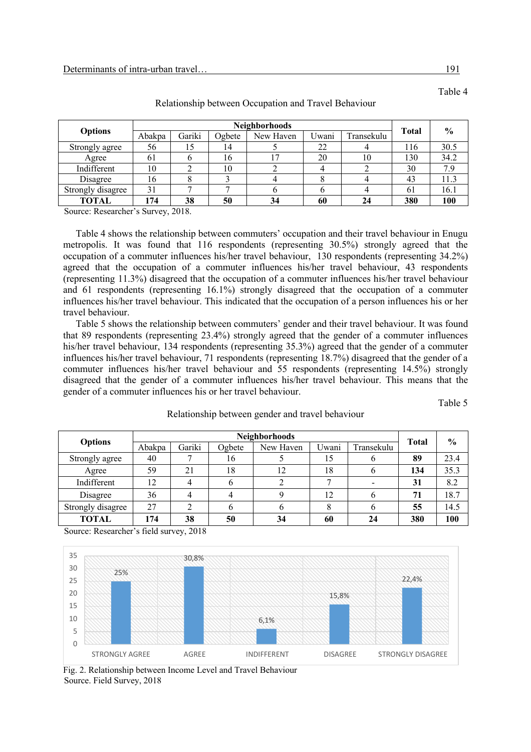Table 4

Relationship between Occupation and Travel Behaviour

| Options | Neighborhoods | | | | | | Total | % |
|---|---|---|---|---|---|---|---|---|
| | Abakpa | Gariki | Ogbete | New Haven | Uwani | Transekulu | | |
| Strongly agree | 56 | 15 | 14 | 5 | 22 | 4 | 116 | 30.5 |
| Agree | 61 | 6 | 16 | 17 | 20 | 10 | 130 | 34.2 |
| Indifferent | 10 | 2 | 10 | 2 | 4 | 2 | 30 | 7.9 |
| Disagree | 16 | 8 | 3 | 4 | 8 | 4 | 43 | 11.3 |
| Strongly disagree | 31 | 7 | 7 | 6 | 6 | 4 | 61 | 16.1 |
| **TOTAL** | **174** | **38** | **50** | **34** | **60** | **24** | **380** | **100** |

Source: Researcher's Survey, 2018.

Table 4 shows the relationship between commuters' occupation and their travel behaviour in Enugu metropolis. It was found that 116 respondents (representing 30.5%) strongly agreed that the occupation of a commuter influences his/her travel behaviour, 130 respondents (representing 34.2%) agreed that the occupation of a commuter influences his/her travel behaviour, 43 respondents (representing 11.3%) disagreed that the occupation of a commuter influences his/her travel behaviour and 61 respondents (representing 16.1%) strongly disagreed that the occupation of a commuter influences his/her travel behaviour. This indicated that the occupation of a person influences his or her travel behaviour.

Table 5 shows the relationship between commuters' gender and their travel behaviour. It was found that 89 respondents (representing 23.4%) strongly agreed that the gender of a commuter influences his/her travel behaviour, 134 respondents (representing 35.3%) agreed that the gender of a commuter influences his/her travel behaviour, 71 respondents (representing 18.7%) disagreed that the gender of a commuter influences his/her travel behaviour and 55 respondents (representing 14.5%) strongly disagreed that the gender of a commuter influences his/her travel behaviour. This means that the gender of a commuter influences his or her travel behaviour.

Table 5

Relationship between gender and travel behaviour

| Options | Neighborhoods | | | | | | Total | % |
|---|---|---|---|---|---|---|---|---|
| | Abakpa | Gariki | Ogbete | New Haven | Uwani | Transekulu | | |
| Strongly agree | 40 | 7 | 16 | 5 | 15 | 6 | **89** | 23.4 |
| Agree | 59 | 21 | 18 | 12 | 18 | 6 | **134** | 35.3 |
| Indifferent | 12 | 4 | 6 | 2 | 7 | - | **31** | 8.2 |
| Disagree | 36 | 4 | 4 | 9 | 12 | 6 | **71** | 18.7 |
| Strongly disagree | 27 | 2 | 6 | 6 | 8 | 6 | **55** | 14.5 |
| **TOTAL** | **174** | **38** | **50** | **34** | **60** | **24** | **380** | **100** |

Source: Researcher's field survey, 2018

| Option | Percentage |
|---|---|
| STRONGLY AGREE | 25% |
| AGREE | 30,8% |
| INDIFFERENT | 6,1% |
| DISAGREE | 15,8% |
| STRONGLY DISAGREE | 22,4% |

Fig. 2. Relationship between Income Level and Travel Behaviour
Source. Field Survey, 2018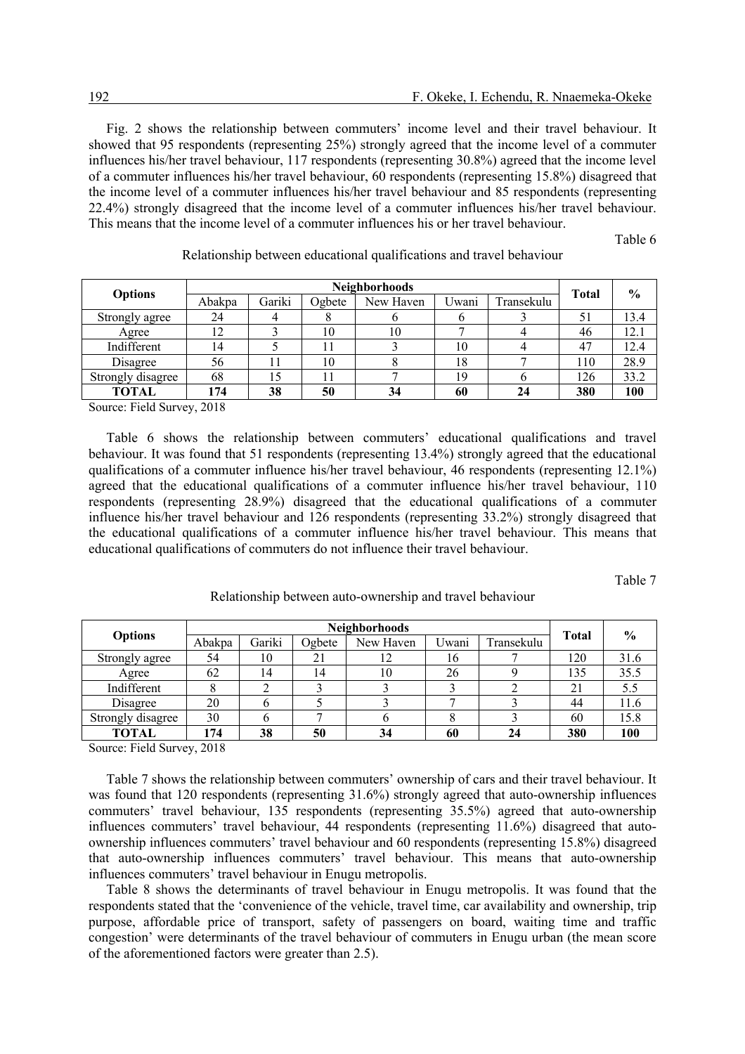Fig. 2 shows the relationship between commuters' income level and their travel behaviour. It showed that 95 respondents (representing 25%) strongly agreed that the income level of a commuter influences his/her travel behaviour, 117 respondents (representing 30.8%) agreed that the income level of a commuter influences his/her travel behaviour, 60 respondents (representing 15.8%) disagreed that the income level of a commuter influences his/her travel behaviour and 85 respondents (representing 22.4%) strongly disagreed that the income level of a commuter influences his/her travel behaviour. This means that the income level of a commuter influences his or her travel behaviour.

Table 6

Relationship between educational qualifications and travel behaviour

| Options | Neighborhoods | | | | | | Total | % |
|---|---|---|---|---|---|---|---|---|
| | Abakpa | Gariki | Ogbete | New Haven | Uwani | Transekulu | | |
| Strongly agree | 24 | 4 | 8 | 6 | 6 | 3 | 51 | 13.4 |
| Agree | 12 | 3 | 10 | 10 | 7 | 4 | 46 | 12.1 |
| Indifferent | 14 | 5 | 11 | 3 | 10 | 4 | 47 | 12.4 |
| Disagree | 56 | 11 | 10 | 8 | 18 | 7 | 110 | 28.9 |
| Strongly disagree | 68 | 15 | 11 | 7 | 19 | 6 | 126 | 33.2 |
| **TOTAL** | **174** | **38** | **50** | **34** | **60** | **24** | **380** | **100** |

Source: Field Survey, 2018

Table 6 shows the relationship between commuters' educational qualifications and travel behaviour. It was found that 51 respondents (representing 13.4%) strongly agreed that the educational qualifications of a commuter influence his/her travel behaviour, 46 respondents (representing 12.1%) agreed that the educational qualifications of a commuter influence his/her travel behaviour, 110 respondents (representing 28.9%) disagreed that the educational qualifications of a commuter influence his/her travel behaviour and 126 respondents (representing 33.2%) strongly disagreed that the educational qualifications of a commuter influence his/her travel behaviour. This means that educational qualifications of commuters do not influence their travel behaviour.

Table 7

Relationship between auto-ownership and travel behaviour

| Options | Neighborhoods | | | | | | Total | % |
|---|---|---|---|---|---|---|---|---|
| | Abakpa | Gariki | Ogbete | New Haven | Uwani | Transekulu | | |
| Strongly agree | 54 | 10 | 21 | 12 | 16 | 7 | 120 | 31.6 |
| Agree | 62 | 14 | 14 | 10 | 26 | 9 | 135 | 35.5 |
| Indifferent | 8 | 2 | 3 | 3 | 3 | 2 | 21 | 5.5 |
| Disagree | 20 | 6 | 5 | 3 | 7 | 3 | 44 | 11.6 |
| Strongly disagree | 30 | 6 | 7 | 6 | 8 | 3 | 60 | 15.8 |
| **TOTAL** | **174** | **38** | **50** | **34** | **60** | **24** | **380** | **100** |

Source: Field Survey, 2018

Table 7 shows the relationship between commuters' ownership of cars and their travel behaviour. It was found that 120 respondents (representing 31.6%) strongly agreed that auto-ownership influences commuters' travel behaviour, 135 respondents (representing 35.5%) agreed that auto-ownership influences commuters' travel behaviour, 44 respondents (representing 11.6%) disagreed that auto-ownership influences commuters' travel behaviour and 60 respondents (representing 15.8%) disagreed that auto-ownership influences commuters' travel behaviour. This means that auto-ownership influences commuters' travel behaviour in Enugu metropolis.

Table 8 shows the determinants of travel behaviour in Enugu metropolis. It was found that the respondents stated that the 'convenience of the vehicle, travel time, car availability and ownership, trip purpose, affordable price of transport, safety of passengers on board, waiting time and traffic congestion' were determinants of the travel behaviour of commuters in Enugu urban (the mean score of the aforementioned factors were greater than 2.5).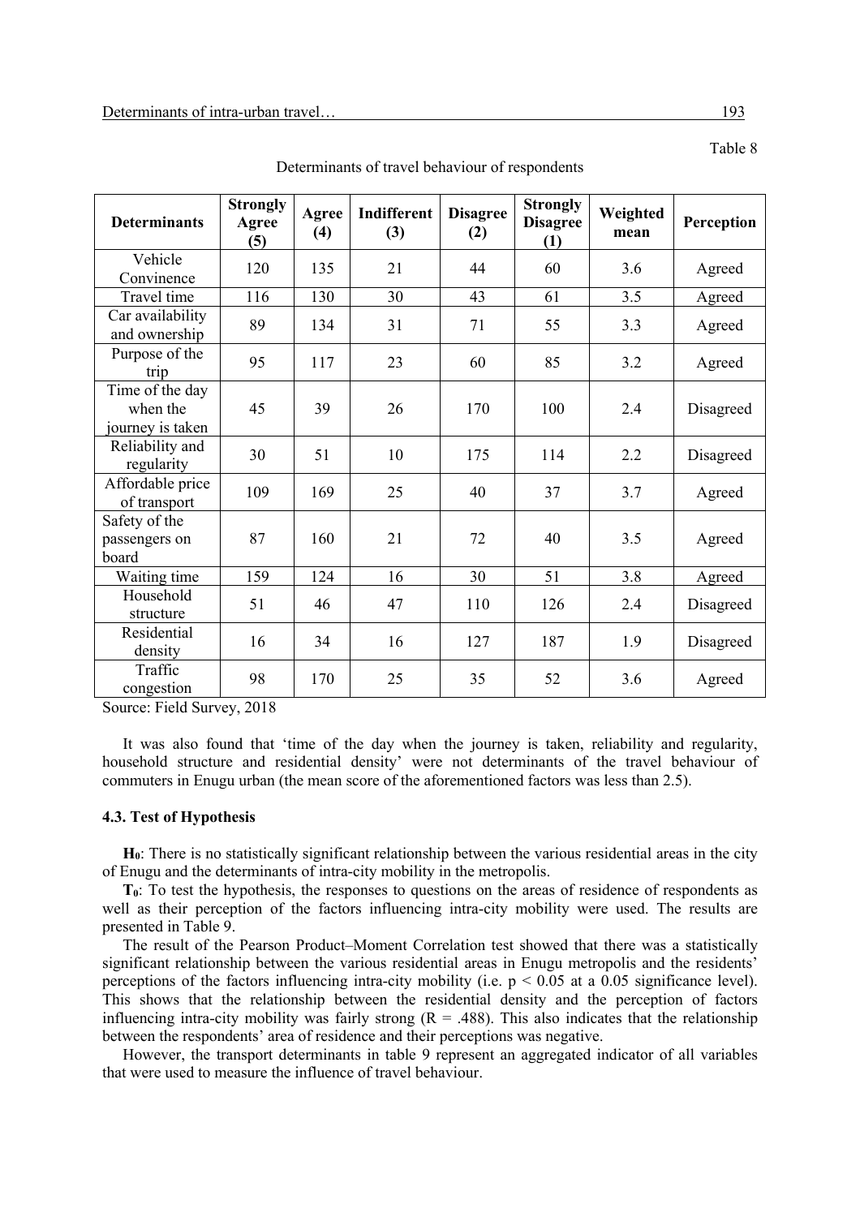Table 8

Determinants of travel behaviour of respondents

| Determinants | Strongly Agree (5) | Agree (4) | Indifferent (3) | Disagree (2) | Strongly Disagree (1) | Weighted mean | Perception |
|---|---|---|---|---|---|---|---|
| Vehicle Convinence | 120 | 135 | 21 | 44 | 60 | 3.6 | Agreed |
| Travel time | 116 | 130 | 30 | 43 | 61 | 3.5 | Agreed |
| Car availability and ownership | 89 | 134 | 31 | 71 | 55 | 3.3 | Agreed |
| Purpose of the trip | 95 | 117 | 23 | 60 | 85 | 3.2 | Agreed |
| Time of the day when the journey is taken | 45 | 39 | 26 | 170 | 100 | 2.4 | Disagreed |
| Reliability and regularity | 30 | 51 | 10 | 175 | 114 | 2.2 | Disagreed |
| Affordable price of transport | 109 | 169 | 25 | 40 | 37 | 3.7 | Agreed |
| Safety of the passengers on board | 87 | 160 | 21 | 72 | 40 | 3.5 | Agreed |
| Waiting time | 159 | 124 | 16 | 30 | 51 | 3.8 | Agreed |
| Household structure | 51 | 46 | 47 | 110 | 126 | 2.4 | Disagreed |
| Residential density | 16 | 34 | 16 | 127 | 187 | 1.9 | Disagreed |
| Traffic congestion | 98 | 170 | 25 | 35 | 52 | 3.6 | Agreed |

Source: Field Survey, 2018

It was also found that 'time of the day when the journey is taken, reliability and regularity, household structure and residential density' were not determinants of the travel behaviour of commuters in Enugu urban (the mean score of the aforementioned factors was less than 2.5).

### 4.3. Test of Hypothesis

**$H_0$**: There is no statistically significant relationship between the various residential areas in the city of Enugu and the determinants of intra-city mobility in the metropolis.

**$T_0$**: To test the hypothesis, the responses to questions on the areas of residence of respondents as well as their perception of the factors influencing intra-city mobility were used. The results are presented in Table 9.

The result of the Pearson Product–Moment Correlation test showed that there was a statistically significant relationship between the various residential areas in Enugu metropolis and the residents' perceptions of the factors influencing intra-city mobility (i.e. $p < 0.05$ at a 0.05 significance level). This shows that the relationship between the residential density and the perception of factors influencing intra-city mobility was fairly strong ($R = .488$). This also indicates that the relationship between the respondents' area of residence and their perceptions was negative.

However, the transport determinants in table 9 represent an aggregated indicator of all variables that were used to measure the influence of travel behaviour.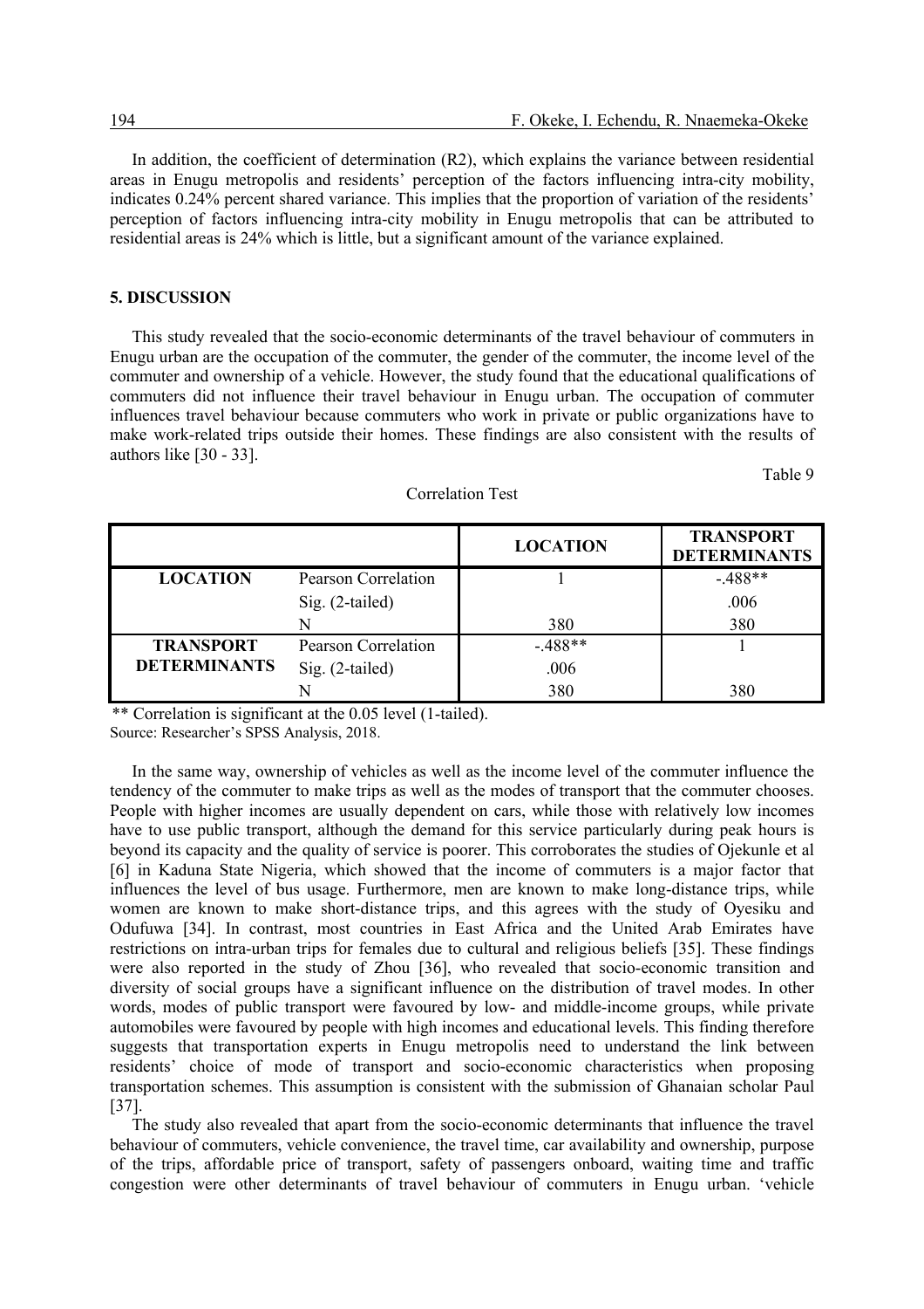In addition, the coefficient of determination (R2), which explains the variance between residential areas in Enugu metropolis and residents' perception of the factors influencing intra-city mobility, indicates 0.24% percent shared variance. This implies that the proportion of variation of the residents' perception of factors influencing intra-city mobility in Enugu metropolis that can be attributed to residential areas is 24% which is little, but a significant amount of the variance explained.

## 5. DISCUSSION

This study revealed that the socio-economic determinants of the travel behaviour of commuters in Enugu urban are the occupation of the commuter, the gender of the commuter, the income level of the commuter and ownership of a vehicle. However, the study found that the educational qualifications of commuters did not influence their travel behaviour in Enugu urban. The occupation of commuter influences travel behaviour because commuters who work in private or public organizations have to make work-related trips outside their homes. These findings are also consistent with the results of authors like [30 - 33].

Table 9

Correlation Test

| | | LOCATION | TRANSPORT DETERMINANTS |
|---|---|---|---|
| **LOCATION** | Pearson Correlation | 1 | -.488** |
| | Sig. (2-tailed) | | .006 |
| | N | 380 | 380 |
| **TRANSPORT DETERMINANTS** | Pearson Correlation | -.488** | 1 |
| | Sig. (2-tailed) | .006 | |
| | N | 380 | 380 |

** Correlation is significant at the 0.05 level (1-tailed).
Source: Researcher's SPSS Analysis, 2018.

In the same way, ownership of vehicles as well as the income level of the commuter influence the tendency of the commuter to make trips as well as the modes of transport that the commuter chooses. People with higher incomes are usually dependent on cars, while those with relatively low incomes have to use public transport, although the demand for this service particularly during peak hours is beyond its capacity and the quality of service is poorer. This corroborates the studies of Ojekunle et al [6] in Kaduna State Nigeria, which showed that the income of commuters is a major factor that influences the level of bus usage. Furthermore, men are known to make long-distance trips, while women are known to make short-distance trips, and this agrees with the study of Oyesiku and Odufuwa [34]. In contrast, most countries in East Africa and the United Arab Emirates have restrictions on intra-urban trips for females due to cultural and religious beliefs [35]. These findings were also reported in the study of Zhou [36], who revealed that socio-economic transition and diversity of social groups have a significant influence on the distribution of travel modes. In other words, modes of public transport were favoured by low- and middle-income groups, while private automobiles were favoured by people with high incomes and educational levels. This finding therefore suggests that transportation experts in Enugu metropolis need to understand the link between residents' choice of mode of transport and socio-economic characteristics when proposing transportation schemes. This assumption is consistent with the submission of Ghanaian scholar Paul [37].

The study also revealed that apart from the socio-economic determinants that influence the travel behaviour of commuters, vehicle convenience, the travel time, car availability and ownership, purpose of the trips, affordable price of transport, safety of passengers onboard, waiting time and traffic congestion were other determinants of travel behaviour of commuters in Enugu urban. 'vehicle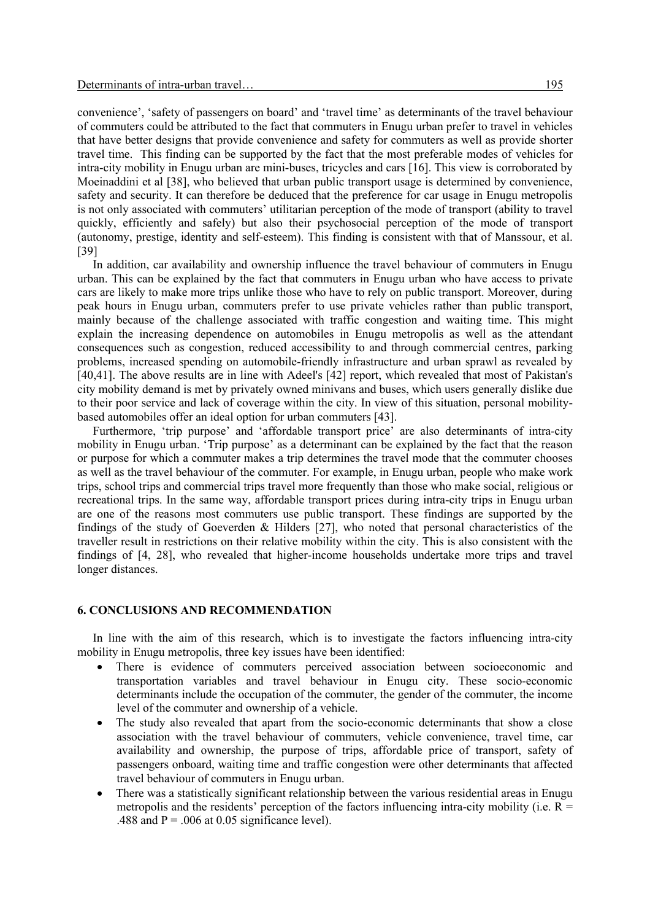convenience', 'safety of passengers on board' and 'travel time' as determinants of the travel behaviour of commuters could be attributed to the fact that commuters in Enugu urban prefer to travel in vehicles that have better designs that provide convenience and safety for commuters as well as provide shorter travel time. This finding can be supported by the fact that the most preferable modes of vehicles for intra-city mobility in Enugu urban are mini-buses, tricycles and cars [16]. This view is corroborated by Moeinaddini et al [38], who believed that urban public transport usage is determined by convenience, safety and security. It can therefore be deduced that the preference for car usage in Enugu metropolis is not only associated with commuters' utilitarian perception of the mode of transport (ability to travel quickly, efficiently and safely) but also their psychosocial perception of the mode of transport (autonomy, prestige, identity and self-esteem). This finding is consistent with that of Manssour, et al. [39]

In addition, car availability and ownership influence the travel behaviour of commuters in Enugu urban. This can be explained by the fact that commuters in Enugu urban who have access to private cars are likely to make more trips unlike those who have to rely on public transport. Moreover, during peak hours in Enugu urban, commuters prefer to use private vehicles rather than public transport, mainly because of the challenge associated with traffic congestion and waiting time. This might explain the increasing dependence on automobiles in Enugu metropolis as well as the attendant consequences such as congestion, reduced accessibility to and through commercial centres, parking problems, increased spending on automobile-friendly infrastructure and urban sprawl as revealed by [40,41]. The above results are in line with Adeel's [42] report, which revealed that most of Pakistan's city mobility demand is met by privately owned minivans and buses, which users generally dislike due to their poor service and lack of coverage within the city. In view of this situation, personal mobility-based automobiles offer an ideal option for urban commuters [43].

Furthermore, 'trip purpose' and 'affordable transport price' are also determinants of intra-city mobility in Enugu urban. 'Trip purpose' as a determinant can be explained by the fact that the reason or purpose for which a commuter makes a trip determines the travel mode that the commuter chooses as well as the travel behaviour of the commuter. For example, in Enugu urban, people who make work trips, school trips and commercial trips travel more frequently than those who make social, religious or recreational trips. In the same way, affordable transport prices during intra-city trips in Enugu urban are one of the reasons most commuters use public transport. These findings are supported by the findings of the study of Goeverden & Hilders [27], who noted that personal characteristics of the traveller result in restrictions on their relative mobility within the city. This is also consistent with the findings of [4, 28], who revealed that higher-income households undertake more trips and travel longer distances.

## 6. CONCLUSIONS AND RECOMMENDATION

In line with the aim of this research, which is to investigate the factors influencing intra-city mobility in Enugu metropolis, three key issues have been identified:

- There is evidence of commuters perceived association between socioeconomic and transportation variables and travel behaviour in Enugu city. These socio-economic determinants include the occupation of the commuter, the gender of the commuter, the income level of the commuter and ownership of a vehicle.
- The study also revealed that apart from the socio-economic determinants that show a close association with the travel behaviour of commuters, vehicle convenience, travel time, car availability and ownership, the purpose of trips, affordable price of transport, safety of passengers onboard, waiting time and traffic congestion were other determinants that affected travel behaviour of commuters in Enugu urban.
- There was a statistically significant relationship between the various residential areas in Enugu metropolis and the residents' perception of the factors influencing intra-city mobility (i.e. $R = .488$ and $P = .006$ at 0.05 significance level).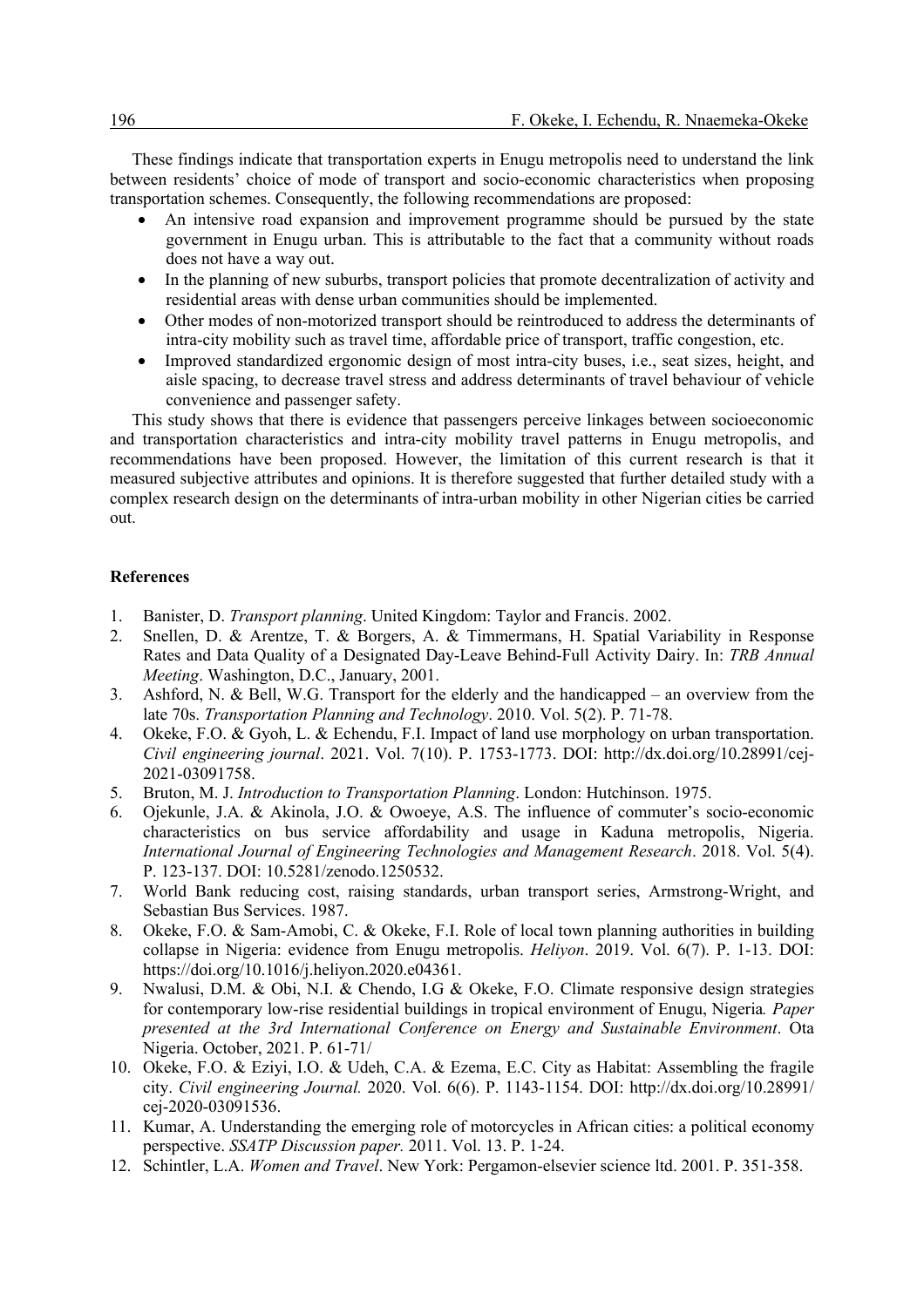These findings indicate that transportation experts in Enugu metropolis need to understand the link between residents' choice of mode of transport and socio-economic characteristics when proposing transportation schemes. Consequently, the following recommendations are proposed:

- An intensive road expansion and improvement programme should be pursued by the state government in Enugu urban. This is attributable to the fact that a community without roads does not have a way out.
- In the planning of new suburbs, transport policies that promote decentralization of activity and residential areas with dense urban communities should be implemented.
- Other modes of non-motorized transport should be reintroduced to address the determinants of intra-city mobility such as travel time, affordable price of transport, traffic congestion, etc.
- Improved standardized ergonomic design of most intra-city buses, i.e., seat sizes, height, and aisle spacing, to decrease travel stress and address determinants of travel behaviour of vehicle convenience and passenger safety.

This study shows that there is evidence that passengers perceive linkages between socioeconomic and transportation characteristics and intra-city mobility travel patterns in Enugu metropolis, and recommendations have been proposed. However, the limitation of this current research is that it measured subjective attributes and opinions. It is therefore suggested that further detailed study with a complex research design on the determinants of intra-urban mobility in other Nigerian cities be carried out.

**References**

1. Banister, D. *Transport planning*. United Kingdom: Taylor and Francis. 2002.
2. Snellen, D. & Arentze, T. & Borgers, A. & Timmermans, H. Spatial Variability in Response Rates and Data Quality of a Designated Day-Leave Behind-Full Activity Dairy. In: *TRB Annual Meeting*. Washington, D.C., January, 2001.
3. Ashford, N. & Bell, W.G. Transport for the elderly and the handicapped – an overview from the late 70s. *Transportation Planning and Technology*. 2010. Vol. 5(2). P. 71-78.
4. Okeke, F.O. & Gyoh, L. & Echendu, F.I. Impact of land use morphology on urban transportation. *Civil engineering journal*. 2021. Vol. 7(10). P. 1753-1773. DOI: http://dx.doi.org/10.28991/cej-2021-03091758.
5. Bruton, M. J. *Introduction to Transportation Planning*. London: Hutchinson. 1975.
6. Ojekunle, J.A. & Akinola, J.O. & Owoeye, A.S. The influence of commuter's socio-economic characteristics on bus service affordability and usage in Kaduna metropolis, Nigeria. *International Journal of Engineering Technologies and Management Research*. 2018. Vol. 5(4). P. 123-137. DOI: 10.5281/zenodo.1250532.
7. World Bank reducing cost, raising standards, urban transport series, Armstrong-Wright, and Sebastian Bus Services. 1987.
8. Okeke, F.O. & Sam-Amobi, C. & Okeke, F.I. Role of local town planning authorities in building collapse in Nigeria: evidence from Enugu metropolis. *Heliyon*. 2019. Vol. 6(7). P. 1-13. DOI: https://doi.org/10.1016/j.heliyon.2020.e04361.
9. Nwalusi, D.M. & Obi, N.I. & Chendo, I.G & Okeke, F.O. Climate responsive design strategies for contemporary low-rise residential buildings in tropical environment of Enugu, Nigeria. *Paper presented at the 3rd International Conference on Energy and Sustainable Environment*. Ota Nigeria. October, 2021. P. 61-71/
10. Okeke, F.O. & Eziyi, I.O. & Udeh, C.A. & Ezema, E.C. City as Habitat: Assembling the fragile city. *Civil engineering Journal.* 2020. Vol. 6(6). P. 1143-1154. DOI: http://dx.doi.org/10.28991/cej-2020-03091536.
11. Kumar, A. Understanding the emerging role of motorcycles in African cities: a political economy perspective. *SSATP Discussion paper.* 2011. Vol. 13. P. 1-24.
12. Schintler, L.A. *Women and Travel*. New York: Pergamon-elsevier science ltd. 2001. P. 351-358.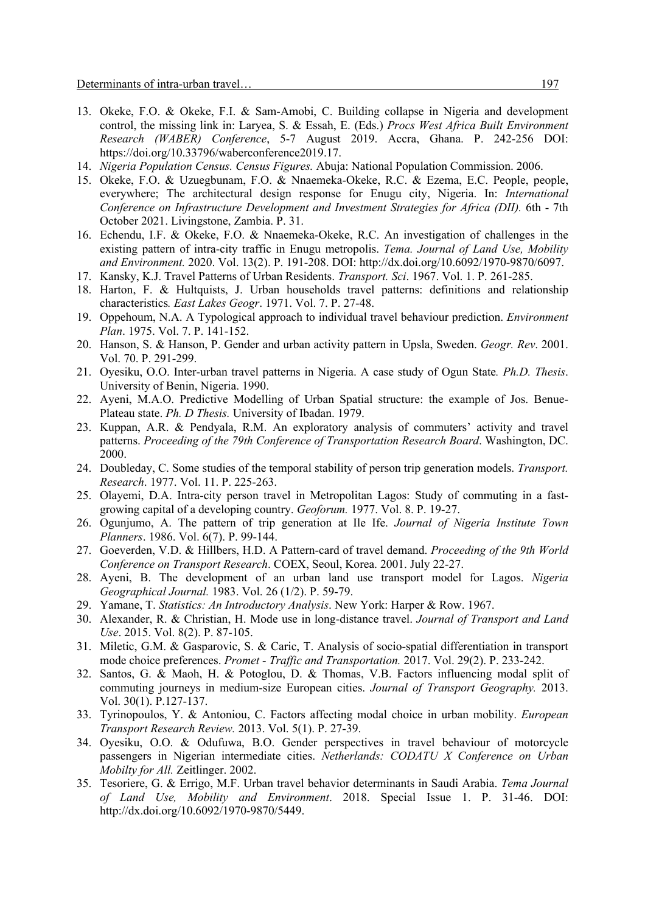13. Okeke, F.O. & Okeke, F.I. & Sam-Amobi, C. Building collapse in Nigeria and development control, the missing link in: Laryea, S. & Essah, E. (Eds.) *Procs West Africa Built Environment Research (WABER) Conference*, 5-7 August 2019. Accra, Ghana. P. 242-256 DOI: https://doi.org/10.33796/waberconference2019.17.
14. *Nigeria Population Census. Census Figures.* Abuja: National Population Commission. 2006.
15. Okeke, F.O. & Uzuegbunam, F.O. & Nnaemeka-Okeke, R.C. & Ezema, E.C. People, people, everywhere; The architectural design response for Enugu city, Nigeria. In: *International Conference on Infrastructure Development and Investment Strategies for Africa (DII).* 6th - 7th October 2021. Livingstone, Zambia. P. 31.
16. Echendu, I.F. & Okeke, F.O. & Nnaemeka-Okeke, R.C. An investigation of challenges in the existing pattern of intra-city traffic in Enugu metropolis. *Tema. Journal of Land Use, Mobility and Environment.* 2020. Vol. 13(2). P. 191-208. DOI: http://dx.doi.org/10.6092/1970-9870/6097.
17. Kansky, K.J. Travel Patterns of Urban Residents. *Transport. Sci*. 1967. Vol. 1. P. 261-285.
18. Harton, F. & Hultquists, J. Urban households travel patterns: definitions and relationship characteristics*. East Lakes Geogr*. 1971. Vol. 7. P. 27-48.
19. Oppehoum, N.A. A Typological approach to individual travel behaviour prediction. *Environment Plan*. 1975. Vol. 7. P. 141-152.
20. Hanson, S. & Hanson, P. Gender and urban activity pattern in Upsla, Sweden. *Geogr. Rev*. 2001. Vol. 70. P. 291-299.
21. Oyesiku, O.O. Inter-urban travel patterns in Nigeria. A case study of Ogun State*. Ph.D. Thesis*. University of Benin, Nigeria. 1990.
22. Ayeni, M.A.O. Predictive Modelling of Urban Spatial structure: the example of Jos. Benue-Plateau state. *Ph. D Thesis.* University of Ibadan. 1979.
23. Kuppan, A.R. & Pendyala, R.M. An exploratory analysis of commuters' activity and travel patterns. *Proceeding of the 79th Conference of Transportation Research Board*. Washington, DC. 2000.
24. Doubleday, C. Some studies of the temporal stability of person trip generation models. *Transport. Research*. 1977. Vol. 11. P. 225-263.
25. Olayemi, D.A. Intra-city person travel in Metropolitan Lagos: Study of commuting in a fast-growing capital of a developing country. *Geoforum.* 1977. Vol. 8. P. 19-27.
26. Ogunjumo, A. The pattern of trip generation at Ile Ife. *Journal of Nigeria Institute Town Planners*. 1986. Vol. 6(7). P. 99-144.
27. Goeverden, V.D. & Hillbers, H.D. A Pattern-card of travel demand. *Proceeding of the 9th World Conference on Transport Research*. COEX, Seoul, Korea. 2001. July 22-27.
28. Ayeni, B. The development of an urban land use transport model for Lagos. *Nigeria Geographical Journal.* 1983. Vol. 26 (1/2). P. 59-79.
29. Yamane, T. *Statistics: An Introductory Analysis*. New York: Harper & Row. 1967.
30. Alexander, R. & Christian, H. Mode use in long-distance travel. *Journal of Transport and Land Use*. 2015. Vol. 8(2). P. 87-105.
31. Miletic, G.M. & Gasparovic, S. & Caric, T. Analysis of socio-spatial differentiation in transport mode choice preferences. *Promet - Traffic and Transportation.* 2017. Vol. 29(2). P. 233-242.
32. Santos, G. & Maoh, H. & Potoglou, D. & Thomas, V.B. Factors influencing modal split of commuting journeys in medium-size European cities. *Journal of Transport Geography.* 2013. Vol. 30(1). P.127-137.
33. Tyrinopoulos, Y. & Antoniou, C. Factors affecting modal choice in urban mobility. *European Transport Research Review.* 2013. Vol. 5(1). P. 27-39.
34. Oyesiku, O.O. & Odufuwa, B.O. Gender perspectives in travel behaviour of motorcycle passengers in Nigerian intermediate cities. *Netherlands: CODATU X Conference on Urban Mobilty for All.* Zeitlinger. 2002.
35. Tesoriere, G. & Errigo, M.F. Urban travel behavior determinants in Saudi Arabia. *Tema Journal of Land Use, Mobility and Environment*. 2018. Special Issue 1. P. 31-46. DOI: http://dx.doi.org/10.6092/1970-9870/5449.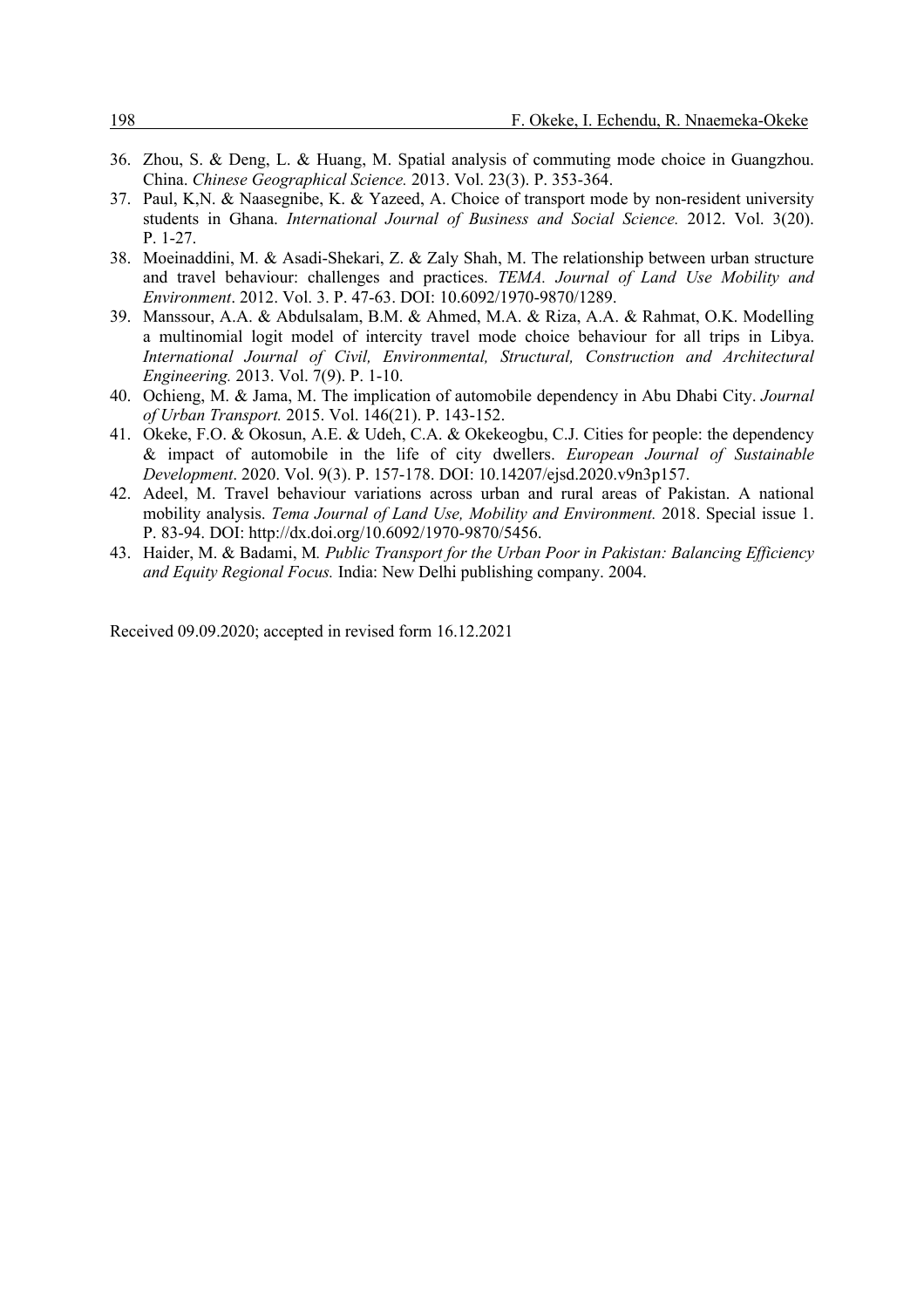36. Zhou, S. & Deng, L. & Huang, M. Spatial analysis of commuting mode choice in Guangzhou. China. *Chinese Geographical Science.* 2013. Vol. 23(3). P. 353-364.
37. Paul, K,N. & Naasegnibe, K. & Yazeed, A. Choice of transport mode by non-resident university students in Ghana. *International Journal of Business and Social Science.* 2012. Vol. 3(20). P. 1-27.
38. Moeinaddini, M. & Asadi-Shekari, Z. & Zaly Shah, M. The relationship between urban structure and travel behaviour: challenges and practices. *TEMA. Journal of Land Use Mobility and Environment*. 2012. Vol. 3. P. 47-63. DOI: 10.6092/1970-9870/1289.
39. Manssour, A.A. & Abdulsalam, B.M. & Ahmed, M.A. & Riza, A.A. & Rahmat, O.K. Modelling a multinomial logit model of intercity travel mode choice behaviour for all trips in Libya. *International Journal of Civil, Environmental, Structural, Construction and Architectural Engineering.* 2013. Vol. 7(9). P. 1-10.
40. Ochieng, M. & Jama, M. The implication of automobile dependency in Abu Dhabi City. *Journal of Urban Transport.* 2015. Vol. 146(21). P. 143-152.
41. Okeke, F.O. & Okosun, A.E. & Udeh, C.A. & Okekeogbu, C.J. Cities for people: the dependency & impact of automobile in the life of city dwellers. *European Journal of Sustainable Development*. 2020. Vol. 9(3). P. 157-178. DOI: 10.14207/ejsd.2020.v9n3p157.
42. Adeel, M. Travel behaviour variations across urban and rural areas of Pakistan. A national mobility analysis. *Tema Journal of Land Use, Mobility and Environment.* 2018. Special issue 1. P. 83-94. DOI: http://dx.doi.org/10.6092/1970-9870/5456.
43. Haider, M. & Badami, M*. Public Transport for the Urban Poor in Pakistan: Balancing Efficiency and Equity Regional Focus.* India: New Delhi publishing company. 2004.

Received 09.09.2020; accepted in revised form 16.12.2021